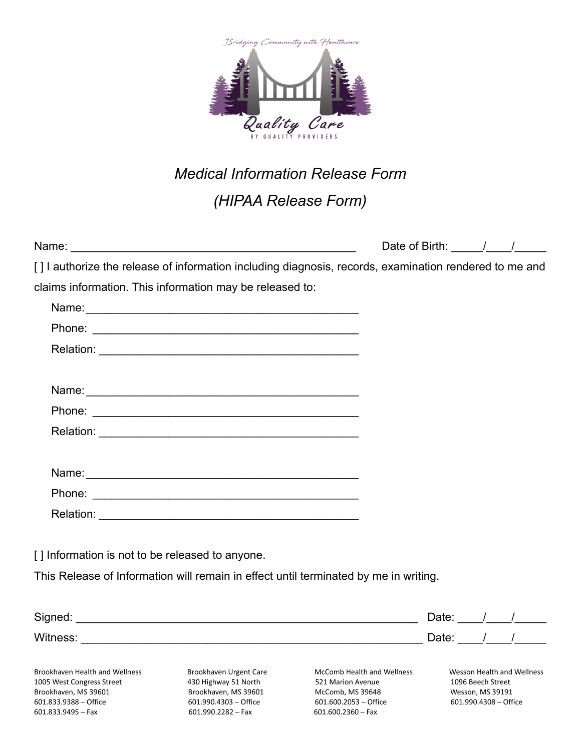Bridging Community with Healthcare

Quality Care

BY QUALITY PROVIDERS

# *Medical Information Release Form*

## *(HIPAA Release Form)*

Name: _____________________________________________ Date of Birth: _____/____/_____

[ ] I authorize the release of information including diagnosis, records, examination rendered to me and claims information. This information may be released to:

Name: ___________________________________________

Phone: __________________________________________

Relation: _________________________________________

Name: ___________________________________________

Phone: __________________________________________

Relation: _________________________________________

Name: ___________________________________________

Phone: __________________________________________

Relation: _________________________________________

[ ] Information is not to be released to anyone.

This Release of Information will remain in effect until terminated by me in writing.

Signed: _____________________________________________________ Date: ____/____/_____

Witness: ____________________________________________________ Date: ____/____/_____

Brookhaven Health and Wellness
1005 West Congress Street
Brookhaven, MS 39601
601.833.9388 – Office
601.833.9495 – Fax

Brookhaven Urgent Care
430 Highway 51 North
Brookhaven, MS 39601
601.990.4303 – Office
601.990.2282 – Fax

McComb Health and Wellness
521 Marion Avenue
McComb, MS 39648
601.600.2053 – Office
601.600.2360 – Fax

Wesson Health and Wellness
1096 Beech Street
Wesson, MS 39191
601.990.4308 – Office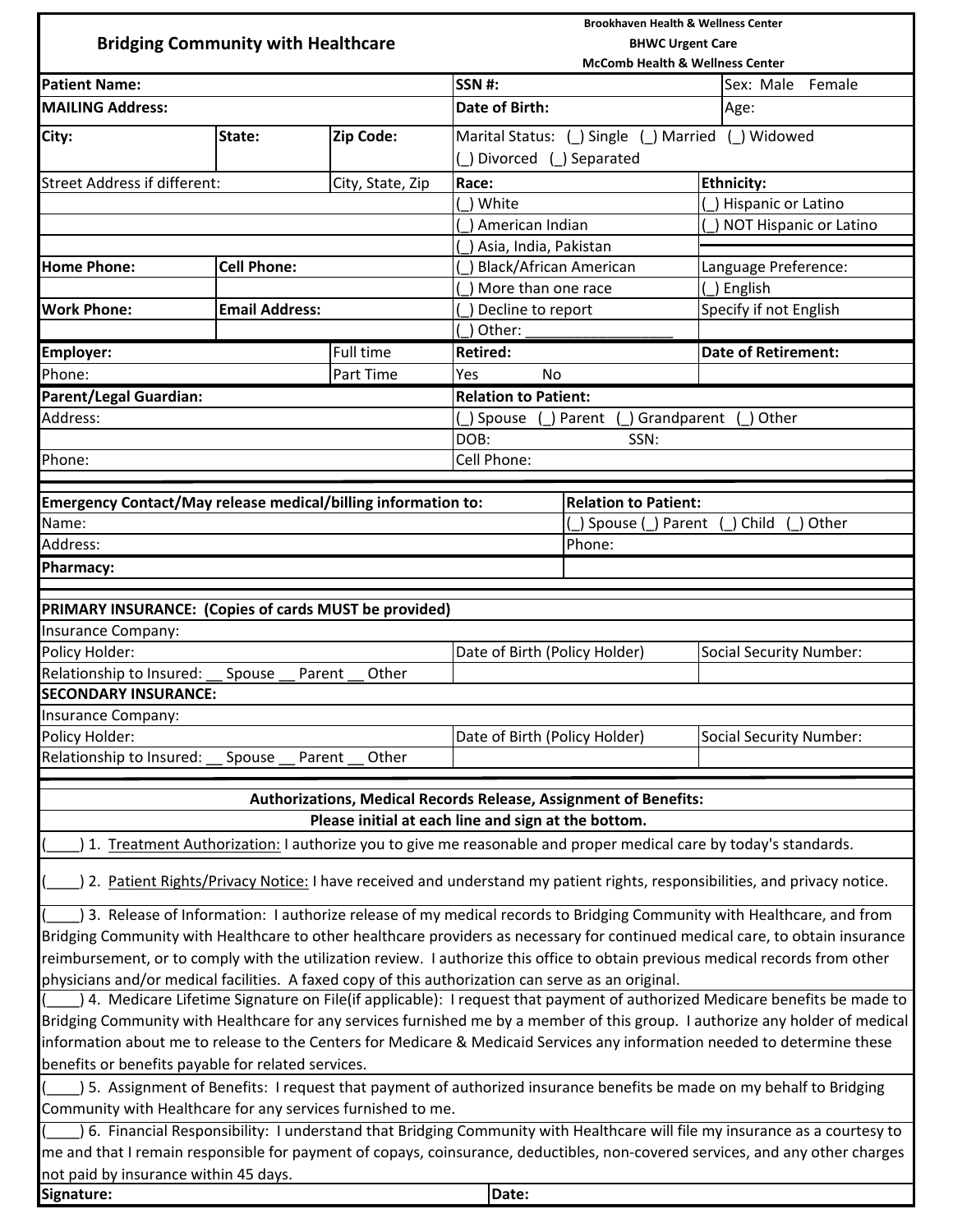# Bridging Community with Healthcare

**Brookhaven Health & Wellness Center**
**BHWC Urgent Care**
**McComb Health & Wellness Center**

| **Patient Name:** | | | **SSN #:** | Sex: Male Female |
|---|---|---|---|---|
| **MAILING Address:** | | | **Date of Birth:** | Age: |
| **City:** | **State:** | **Zip Code:** | Marital Status: (_) Single (_) Married (_) Widowed (_) Divorced (_) Separated | |
| Street Address if different: | | City, State, Zip | **Race:** | **Ethnicity:** |
| | | | (_) White | (_) Hispanic or Latino |
| | | | (_) American Indian | (_) NOT Hispanic or Latino |
| | | | (_) Asia, India, Pakistan | |
| **Home Phone:** | **Cell Phone:** | | (_) Black/African American | Language Preference: |
| | | | (_) More than one race | (_) English |
| **Work Phone:** | **Email Address:** | | (_) Decline to report | Specify if not English |
| | | | (_) Other: __________________ | |
| **Employer:** | | Full time | **Retired:** | **Date of Retirement:** |
| Phone: | | Part Time | Yes No | |
| **Parent/Legal Guardian:** | | | **Relation to Patient:** | |
| Address: | | | (_) Spouse (_) Parent (_) Grandparent (_) Other | |
| | | | DOB: SSN: | |
| Phone: | | | Cell Phone: | |

| **Emergency Contact/May release medical/billing information to:** | **Relation to Patient:** |
|---|---|
| Name: | (_) Spouse (_) Parent (_) Child (_) Other |
| Address: | Phone: |
| **Pharmacy:** | |

| **PRIMARY INSURANCE: (Copies of cards MUST be provided)** | | |
|---|---|---|
| Insurance Company: | | |
| Policy Holder: | Date of Birth (Policy Holder) | Social Security Number: |
| Relationship to Insured: __ Spouse __ Parent __ Other | | |
| **SECONDARY INSURANCE:** | | |
| Insurance Company: | | |
| Policy Holder: | Date of Birth (Policy Holder) | Social Security Number: |
| Relationship to Insured: __ Spouse __ Parent __ Other | | |

**Authorizations, Medical Records Release, Assignment of Benefits:**
**Please initial at each line and sign at the bottom.**

(____) 1. Treatment Authorization: I authorize you to give me reasonable and proper medical care by today's standards.

(____) 2. Patient Rights/Privacy Notice: I have received and understand my patient rights, responsibilities, and privacy notice.

(____) 3. Release of Information: I authorize release of my medical records to Bridging Community with Healthcare, and from Bridging Community with Healthcare to other healthcare providers as necessary for continued medical care, to obtain insurance reimbursement, or to comply with the utilization review. I authorize this office to obtain previous medical records from other physicians and/or medical facilities. A faxed copy of this authorization can serve as an original.

(____) 4. Medicare Lifetime Signature on File(if applicable): I request that payment of authorized Medicare benefits be made to Bridging Community with Healthcare for any services furnished me by a member of this group. I authorize any holder of medical information about me to release to the Centers for Medicare & Medicaid Services any information needed to determine these benefits or benefits payable for related services.

(____) 5. Assignment of Benefits: I request that payment of authorized insurance benefits be made on my behalf to Bridging Community with Healthcare for any services furnished to me.

(____) 6. Financial Responsibility: I understand that Bridging Community with Healthcare will file my insurance as a courtesy to me and that I remain responsible for payment of copays, coinsurance, deductibles, non-covered services, and any other charges not paid by insurance within 45 days.

| **Signature:** | **Date:** |
|---|---|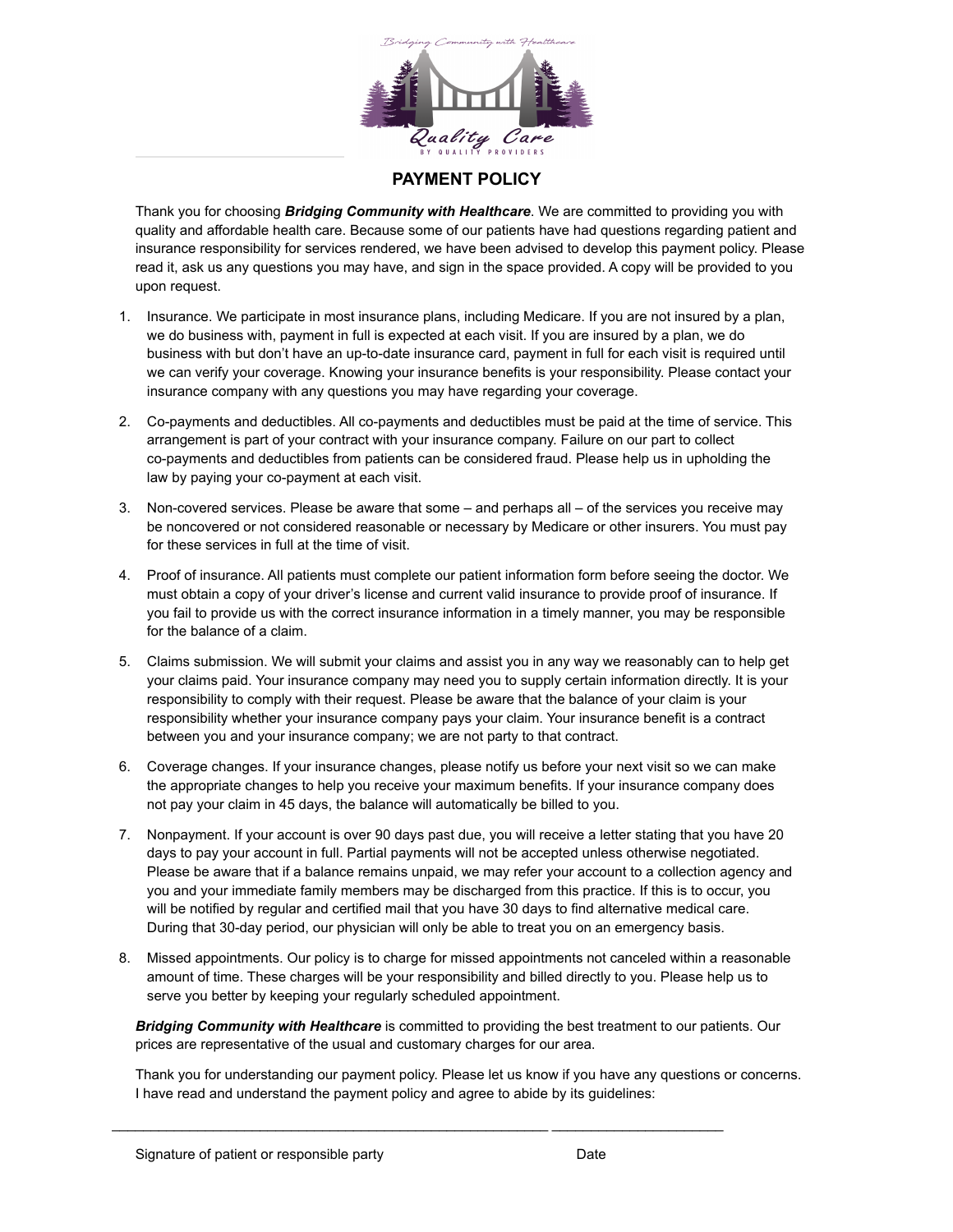# PAYMENT POLICY

Thank you for choosing ***Bridging Community with Healthcare***. We are committed to providing you with quality and affordable health care. Because some of our patients have had questions regarding patient and insurance responsibility for services rendered, we have been advised to develop this payment policy. Please read it, ask us any questions you may have, and sign in the space provided. A copy will be provided to you upon request.

1. Insurance. We participate in most insurance plans, including Medicare. If you are not insured by a plan, we do business with, payment in full is expected at each visit. If you are insured by a plan, we do business with but don't have an up-to-date insurance card, payment in full for each visit is required until we can verify your coverage. Knowing your insurance benefits is your responsibility. Please contact your insurance company with any questions you may have regarding your coverage.

2. Co-payments and deductibles. All co-payments and deductibles must be paid at the time of service. This arrangement is part of your contract with your insurance company. Failure on our part to collect co-payments and deductibles from patients can be considered fraud. Please help us in upholding the law by paying your co-payment at each visit.

3. Non-covered services. Please be aware that some – and perhaps all – of the services you receive may be noncovered or not considered reasonable or necessary by Medicare or other insurers. You must pay for these services in full at the time of visit.

4. Proof of insurance. All patients must complete our patient information form before seeing the doctor. We must obtain a copy of your driver's license and current valid insurance to provide proof of insurance. If you fail to provide us with the correct insurance information in a timely manner, you may be responsible for the balance of a claim.

5. Claims submission. We will submit your claims and assist you in any way we reasonably can to help get your claims paid. Your insurance company may need you to supply certain information directly. It is your responsibility to comply with their request. Please be aware that the balance of your claim is your responsibility whether your insurance company pays your claim. Your insurance benefit is a contract between you and your insurance company; we are not party to that contract.

6. Coverage changes. If your insurance changes, please notify us before your next visit so we can make the appropriate changes to help you receive your maximum benefits. If your insurance company does not pay your claim in 45 days, the balance will automatically be billed to you.

7. Nonpayment. If your account is over 90 days past due, you will receive a letter stating that you have 20 days to pay your account in full. Partial payments will not be accepted unless otherwise negotiated. Please be aware that if a balance remains unpaid, we may refer your account to a collection agency and you and your immediate family members may be discharged from this practice. If this is to occur, you will be notified by regular and certified mail that you have 30 days to find alternative medical care. During that 30-day period, our physician will only be able to treat you on an emergency basis.

8. Missed appointments. Our policy is to charge for missed appointments not canceled within a reasonable amount of time. These charges will be your responsibility and billed directly to you. Please help us to serve you better by keeping your regularly scheduled appointment.

***Bridging Community with Healthcare*** is committed to providing the best treatment to our patients. Our prices are representative of the usual and customary charges for our area.

Thank you for understanding our payment policy. Please let us know if you have any questions or concerns. I have read and understand the payment policy and agree to abide by its guidelines:

______________________________________________________ ______________________

Signature of patient or responsible party Date